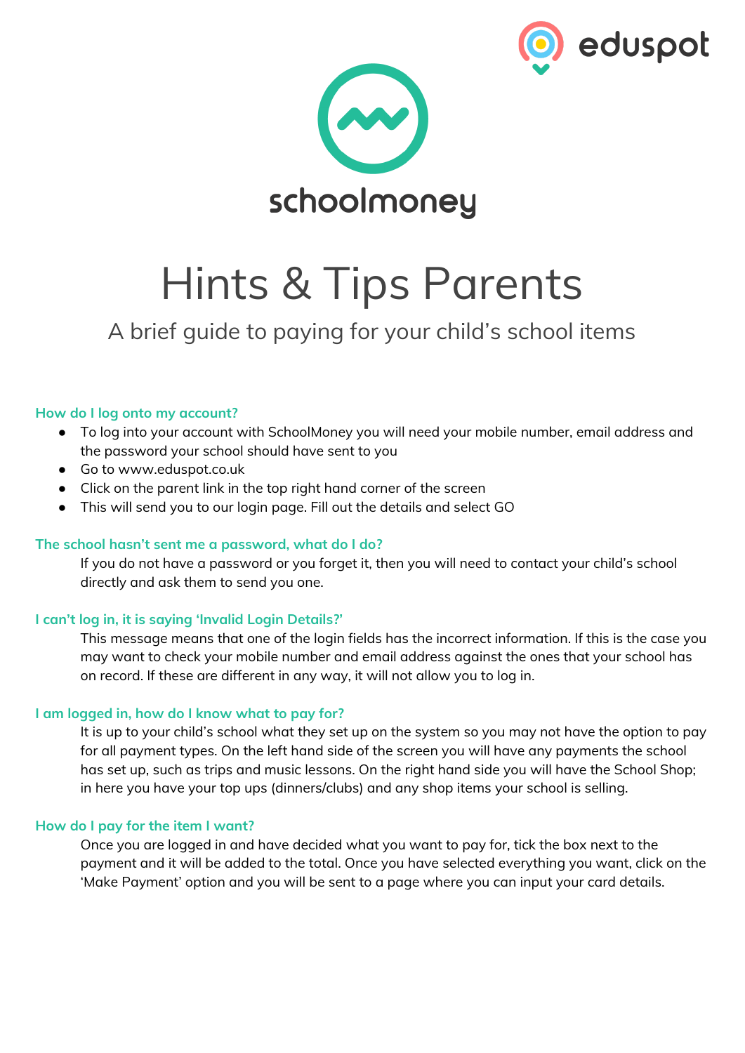eduspot

schoolmoney

# Hints & Tips Parents

## A brief guide to paying for your child's school items

### How do I log onto my account?

- To log into your account with SchoolMoney you will need your mobile number, email address and the password your school should have sent to you
- Go to www.eduspot.co.uk
- Click on the parent link in the top right hand corner of the screen
- This will send you to our login page. Fill out the details and select GO

### The school hasn't sent me a password, what do I do?

If you do not have a password or you forget it, then you will need to contact your child's school directly and ask them to send you one.

### I can't log in, it is saying 'Invalid Login Details?'

This message means that one of the login fields has the incorrect information. If this is the case you may want to check your mobile number and email address against the ones that your school has on record. If these are different in any way, it will not allow you to log in.

### I am logged in, how do I know what to pay for?

It is up to your child's school what they set up on the system so you may not have the option to pay for all payment types. On the left hand side of the screen you will have any payments the school has set up, such as trips and music lessons. On the right hand side you will have the School Shop; in here you have your top ups (dinners/clubs) and any shop items your school is selling.

### How do I pay for the item I want?

Once you are logged in and have decided what you want to pay for, tick the box next to the payment and it will be added to the total. Once you have selected everything you want, click on the 'Make Payment' option and you will be sent to a page where you can input your card details.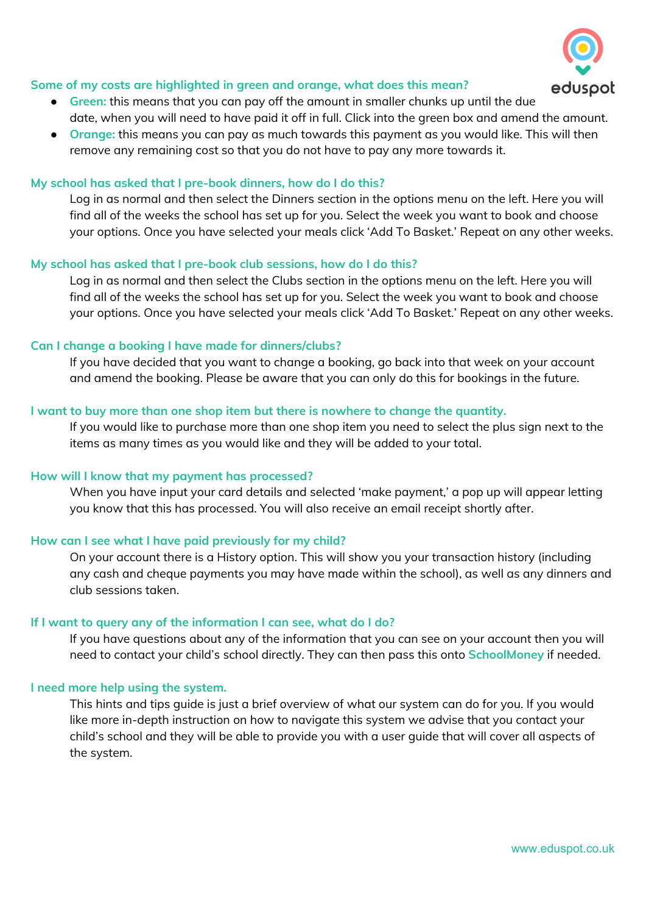### Some of my costs are highlighted in green and orange, what does this mean?

- **Green:** this means that you can pay off the amount in smaller chunks up until the due date, when you will need to have paid it off in full. Click into the green box and amend the amount.
- **Orange:** this means you can pay as much towards this payment as you would like. This will then remove any remaining cost so that you do not have to pay any more towards it.

### My school has asked that I pre-book dinners, how do I do this?

Log in as normal and then select the Dinners section in the options menu on the left. Here you will find all of the weeks the school has set up for you. Select the week you want to book and choose your options. Once you have selected your meals click 'Add To Basket.' Repeat on any other weeks.

### My school has asked that I pre-book club sessions, how do I do this?

Log in as normal and then select the Clubs section in the options menu on the left. Here you will find all of the weeks the school has set up for you. Select the week you want to book and choose your options. Once you have selected your meals click 'Add To Basket.' Repeat on any other weeks.

### Can I change a booking I have made for dinners/clubs?

If you have decided that you want to change a booking, go back into that week on your account and amend the booking. Please be aware that you can only do this for bookings in the future.

### I want to buy more than one shop item but there is nowhere to change the quantity.

If you would like to purchase more than one shop item you need to select the plus sign next to the items as many times as you would like and they will be added to your total.

### How will I know that my payment has processed?

When you have input your card details and selected 'make payment,' a pop up will appear letting you know that this has processed. You will also receive an email receipt shortly after.

### How can I see what I have paid previously for my child?

On your account there is a History option. This will show you your transaction history (including any cash and cheque payments you may have made within the school), as well as any dinners and club sessions taken.

### If I want to query any of the information I can see, what do I do?

If you have questions about any of the information that you can see on your account then you will need to contact your child's school directly. They can then pass this onto SchoolMoney if needed.

### I need more help using the system.

This hints and tips guide is just a brief overview of what our system can do for you. If you would like more in-depth instruction on how to navigate this system we advise that you contact your child's school and they will be able to provide you with a user guide that will cover all aspects of the system.